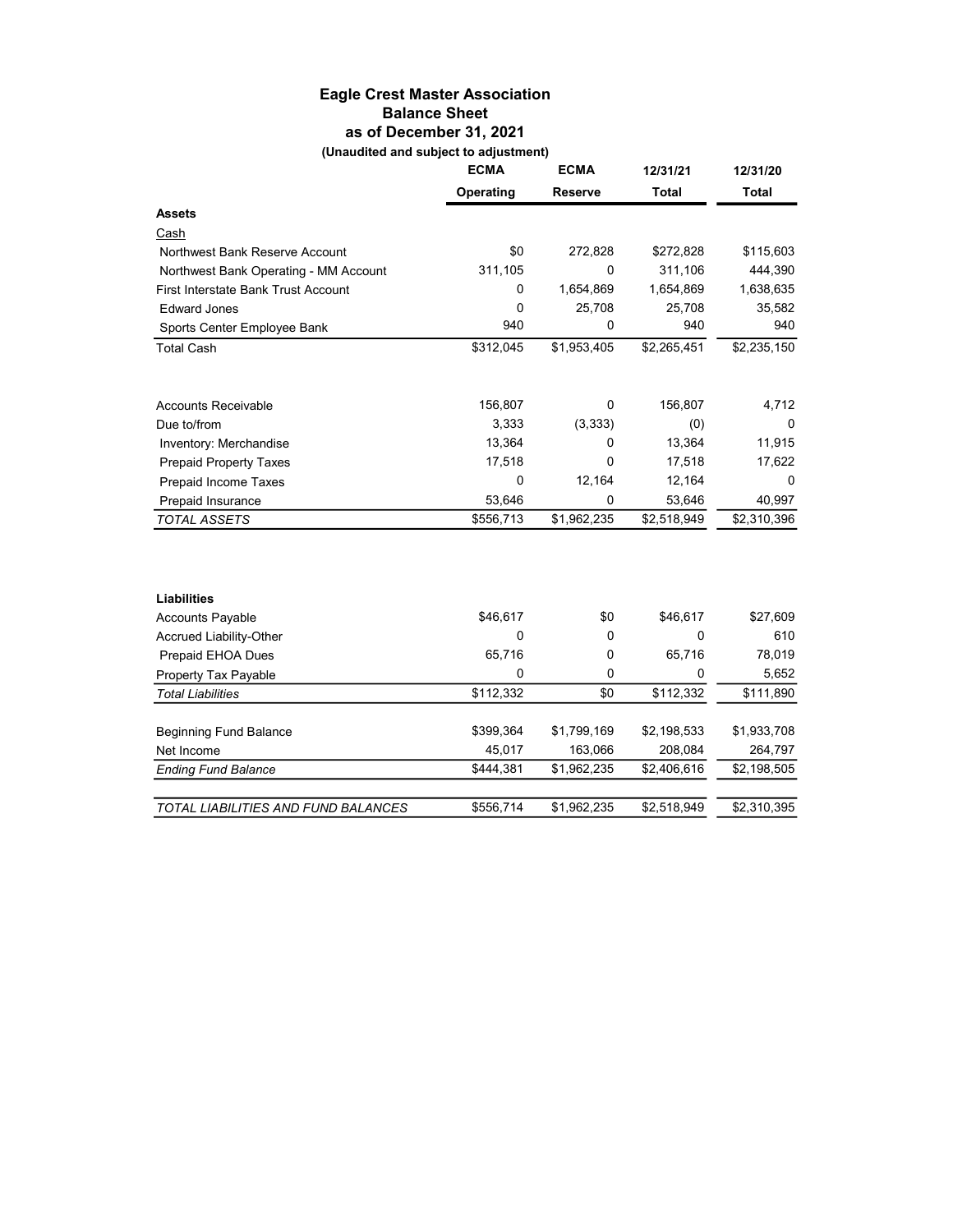# Eagle Crest Master Association
## Balance Sheet
### as of December 31, 2021
**(Unaudited and subject to adjustment)**

| | ECMA Operating | ECMA Reserve | 12/31/21 Total | 12/31/20 Total |
|---|---|---|---|---|
| **Assets** | | | | |
| Cash | | | | |
| Northwest Bank Reserve Account | $0 | 272,828 | $272,828 | $115,603 |
| Northwest Bank Operating - MM Account | 311,105 | 0 | 311,106 | 444,390 |
| First Interstate Bank Trust Account | 0 | 1,654,869 | 1,654,869 | 1,638,635 |
| Edward Jones | 0 | 25,708 | 25,708 | 35,582 |
| Sports Center Employee Bank | 940 | 0 | 940 | 940 |
| Total Cash | $312,045 | $1,953,405 | $2,265,451 | $2,235,150 |
| | | | | |
| Accounts Receivable | 156,807 | 0 | 156,807 | 4,712 |
| Due to/from | 3,333 | (3,333) | (0) | 0 |
| Inventory: Merchandise | 13,364 | 0 | 13,364 | 11,915 |
| Prepaid Property Taxes | 17,518 | 0 | 17,518 | 17,622 |
| Prepaid Income Taxes | 0 | 12,164 | 12,164 | 0 |
| Prepaid Insurance | 53,646 | 0 | 53,646 | 40,997 |
| *TOTAL ASSETS* | $556,713 | $1,962,235 | $2,518,949 | $2,310,396 |
| | | | | |
| **Liabilities** | | | | |
| Accounts Payable | $46,617 | $0 | $46,617 | $27,609 |
| Accrued Liability-Other | 0 | 0 | 0 | 610 |
| Prepaid EHOA Dues | 65,716 | 0 | 65,716 | 78,019 |
| Property Tax Payable | 0 | 0 | 0 | 5,652 |
| *Total Liabilities* | $112,332 | $0 | $112,332 | $111,890 |
| | | | | |
| Beginning Fund Balance | $399,364 | $1,799,169 | $2,198,533 | $1,933,708 |
| Net Income | 45,017 | 163,066 | 208,084 | 264,797 |
| *Ending Fund Balance* | $444,381 | $1,962,235 | $2,406,616 | $2,198,505 |
| | | | | |
| *TOTAL LIABILITIES AND FUND BALANCES* | $556,714 | $1,962,235 | $2,518,949 | $2,310,395 |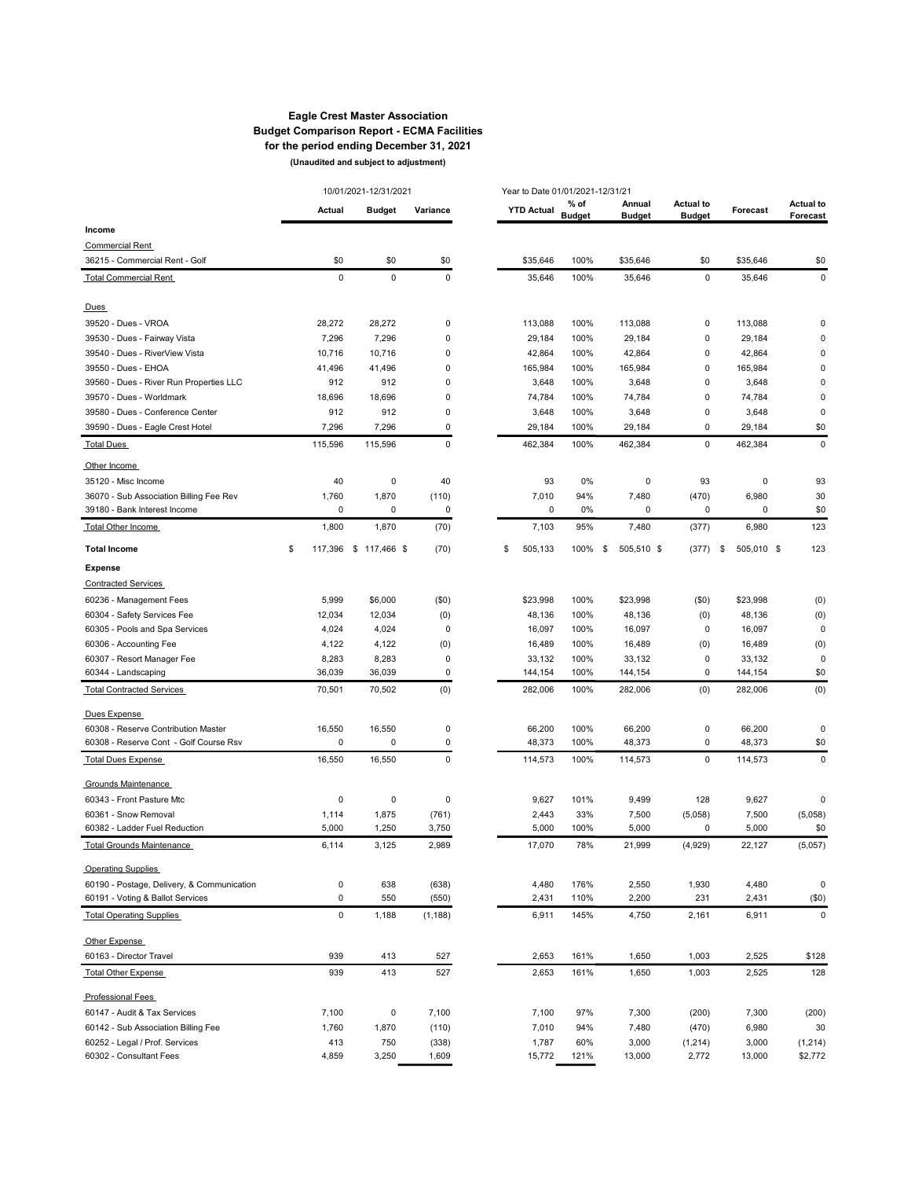**Eagle Crest Master Association**
**Budget Comparison Report - ECMA Facilities**
**for the period ending December 31, 2021**
**(Unaudited and subject to adjustment)**

| | 10/01/2021-12/31/2021 | | | Year to Date 01/01/2021-12/31/21 | | | | | |
|---|---|---|---|---|---|---|---|---|---|
| | **Actual** | **Budget** | **Variance** | **YTD Actual** | **% of Budget** | **Annual Budget** | **Actual to Budget** | **Forecast** | **Actual to Forecast** |
| **Income** | | | | | | | | | |
| Commercial Rent | | | | | | | | | |
| 36215 - Commercial Rent - Golf | $0 | $0 | $0 | $35,646 | 100% | $35,646 | $0 | $35,646 | $0 |
| Total Commercial Rent | 0 | 0 | 0 | 35,646 | 100% | 35,646 | 0 | 35,646 | 0 |
| Dues | | | | | | | | | |
| 39520 - Dues - VROA | 28,272 | 28,272 | 0 | 113,088 | 100% | 113,088 | 0 | 113,088 | 0 |
| 39530 - Dues - Fairway Vista | 7,296 | 7,296 | 0 | 29,184 | 100% | 29,184 | 0 | 29,184 | 0 |
| 39540 - Dues - RiverView Vista | 10,716 | 10,716 | 0 | 42,864 | 100% | 42,864 | 0 | 42,864 | 0 |
| 39550 - Dues - EHOA | 41,496 | 41,496 | 0 | 165,984 | 100% | 165,984 | 0 | 165,984 | 0 |
| 39560 - Dues - River Run Properties LLC | 912 | 912 | 0 | 3,648 | 100% | 3,648 | 0 | 3,648 | 0 |
| 39570 - Dues - Worldmark | 18,696 | 18,696 | 0 | 74,784 | 100% | 74,784 | 0 | 74,784 | 0 |
| 39580 - Dues - Conference Center | 912 | 912 | 0 | 3,648 | 100% | 3,648 | 0 | 3,648 | 0 |
| 39590 - Dues - Eagle Crest Hotel | 7,296 | 7,296 | 0 | 29,184 | 100% | 29,184 | 0 | 29,184 | $0 |
| Total Dues | 115,596 | 115,596 | 0 | 462,384 | 100% | 462,384 | 0 | 462,384 | 0 |
| Other Income | | | | | | | | | |
| 35120 - Misc Income | 40 | 0 | 40 | 93 | 0% | 0 | 93 | 0 | 93 |
| 36070 - Sub Association Billing Fee Rev | 1,760 | 1,870 | (110) | 7,010 | 94% | 7,480 | (470) | 6,980 | 30 |
| 39180 - Bank Interest Income | 0 | 0 | 0 | 0 | 0% | 0 | 0 | 0 | $0 |
| Total Other Income | 1,800 | 1,870 | (70) | 7,103 | 95% | 7,480 | (377) | 6,980 | 123 |
| **Total Income** | $ 117,396 | $ 117,466 | $ (70) | $ 505,133 | 100% | $ 505,510 | $ (377) | $ 505,010 | $ 123 |
| **Expense** | | | | | | | | | |
| Contracted Services | | | | | | | | | |
| 60236 - Management Fees | 5,999 | $6,000 | ($0) | $23,998 | 100% | $23,998 | ($0) | $23,998 | (0) |
| 60304 - Safety Services Fee | 12,034 | 12,034 | (0) | 48,136 | 100% | 48,136 | (0) | 48,136 | (0) |
| 60305 - Pools and Spa Services | 4,024 | 4,024 | 0 | 16,097 | 100% | 16,097 | 0 | 16,097 | 0 |
| 60306 - Accounting Fee | 4,122 | 4,122 | (0) | 16,489 | 100% | 16,489 | (0) | 16,489 | (0) |
| 60307 - Resort Manager Fee | 8,283 | 8,283 | 0 | 33,132 | 100% | 33,132 | 0 | 33,132 | 0 |
| 60344 - Landscaping | 36,039 | 36,039 | 0 | 144,154 | 100% | 144,154 | 0 | 144,154 | $0 |
| Total Contracted Services | 70,501 | 70,502 | (0) | 282,006 | 100% | 282,006 | (0) | 282,006 | (0) |
| Dues Expense | | | | | | | | | |
| 60308 - Reserve Contribution Master | 16,550 | 16,550 | 0 | 66,200 | 100% | 66,200 | 0 | 66,200 | 0 |
| 60308 - Reserve Cont - Golf Course Rsv | 0 | 0 | 0 | 48,373 | 100% | 48,373 | 0 | 48,373 | $0 |
| Total Dues Expense | 16,550 | 16,550 | 0 | 114,573 | 100% | 114,573 | 0 | 114,573 | 0 |
| Grounds Maintenance | | | | | | | | | |
| 60343 - Front Pasture Mtc | 0 | 0 | 0 | 9,627 | 101% | 9,499 | 128 | 9,627 | 0 |
| 60361 - Snow Removal | 1,114 | 1,875 | (761) | 2,443 | 33% | 7,500 | (5,058) | 7,500 | (5,058) |
| 60382 - Ladder Fuel Reduction | 5,000 | 1,250 | 3,750 | 5,000 | 100% | 5,000 | 0 | 5,000 | $0 |
| Total Grounds Maintenance | 6,114 | 3,125 | 2,989 | 17,070 | 78% | 21,999 | (4,929) | 22,127 | (5,057) |
| Operating Supplies | | | | | | | | | |
| 60190 - Postage, Delivery, & Communication | 0 | 638 | (638) | 4,480 | 176% | 2,550 | 1,930 | 4,480 | 0 |
| 60191 - Voting & Ballot Services | 0 | 550 | (550) | 2,431 | 110% | 2,200 | 231 | 2,431 | ($0) |
| Total Operating Supplies | 0 | 1,188 | (1,188) | 6,911 | 145% | 4,750 | 2,161 | 6,911 | 0 |
| Other Expense | | | | | | | | | |
| 60163 - Director Travel | 939 | 413 | 527 | 2,653 | 161% | 1,650 | 1,003 | 2,525 | $128 |
| Total Other Expense | 939 | 413 | 527 | 2,653 | 161% | 1,650 | 1,003 | 2,525 | 128 |
| Professional Fees | | | | | | | | | |
| 60147 - Audit & Tax Services | 7,100 | 0 | 7,100 | 7,100 | 97% | 7,300 | (200) | 7,300 | (200) |
| 60142 - Sub Association Billing Fee | 1,760 | 1,870 | (110) | 7,010 | 94% | 7,480 | (470) | 6,980 | 30 |
| 60252 - Legal / Prof. Services | 413 | 750 | (338) | 1,787 | 60% | 3,000 | (1,214) | 3,000 | (1,214) |
| 60302 - Consultant Fees | 4,859 | 3,250 | 1,609 | 15,772 | 121% | 13,000 | 2,772 | 13,000 | $2,772 |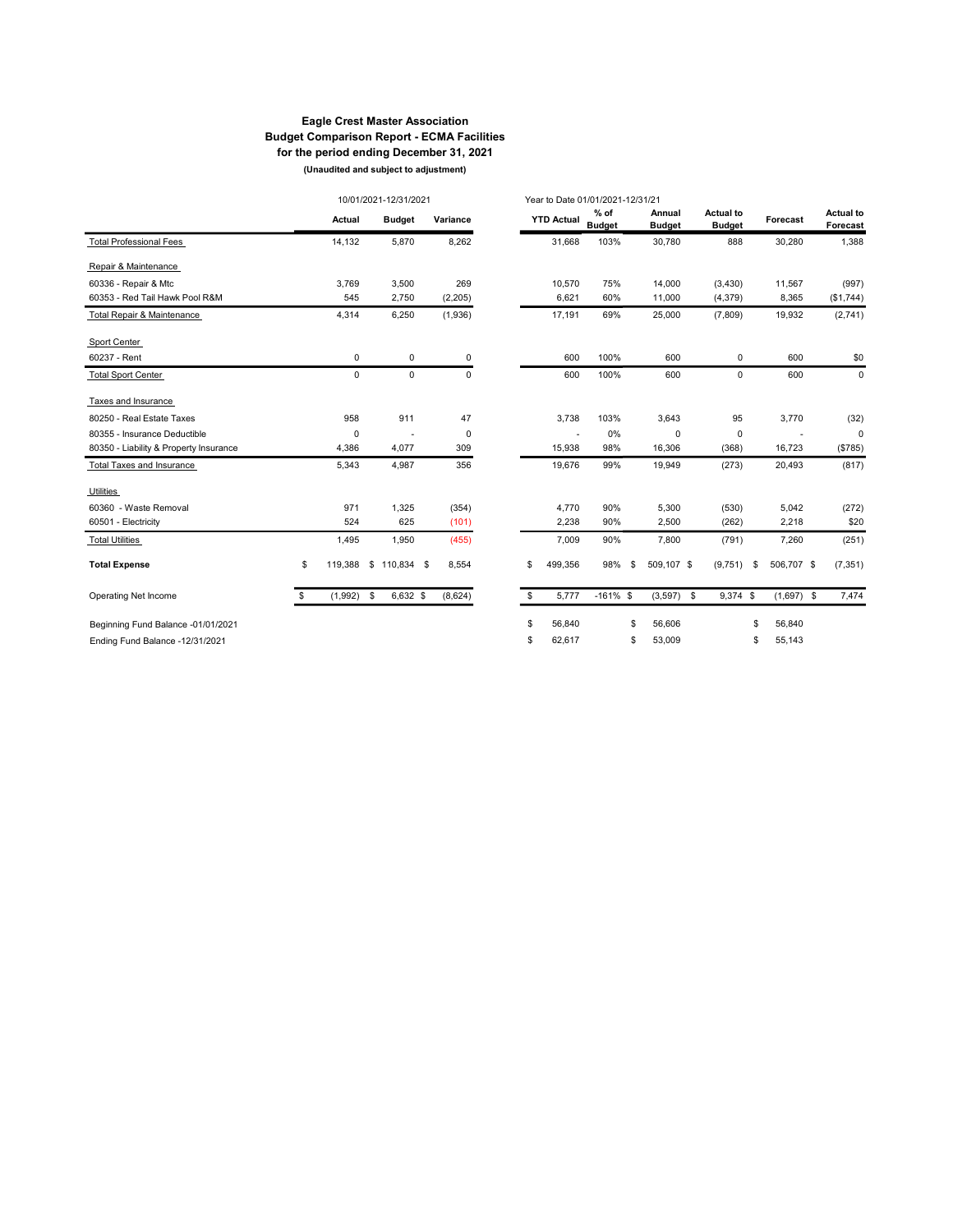**Eagle Crest Master Association**
**Budget Comparison Report - ECMA Facilities**
**for the period ending December 31, 2021**
**(Unaudited and subject to adjustment)**

| | 10/01/2021-12/31/2021 | | | Year to Date 01/01/2021-12/31/21 | | | | | |
|---|---|---|---|---|---|---|---|---|---|
| | **Actual** | **Budget** | **Variance** | **YTD Actual** | **% of Budget** | **Annual Budget** | **Actual to Budget** | **Forecast** | **Actual to Forecast** |
| Total Professional Fees | 14,132 | 5,870 | 8,262 | 31,668 | 103% | 30,780 | 888 | 30,280 | 1,388 |
| Repair & Maintenance | | | | | | | | | |
| 60336 - Repair & Mtc | 3,769 | 3,500 | 269 | 10,570 | 75% | 14,000 | (3,430) | 11,567 | (997) |
| 60353 - Red Tail Hawk Pool R&M | 545 | 2,750 | (2,205) | 6,621 | 60% | 11,000 | (4,379) | 8,365 | ($1,744) |
| Total Repair & Maintenance | 4,314 | 6,250 | (1,936) | 17,191 | 69% | 25,000 | (7,809) | 19,932 | (2,741) |
| Sport Center | | | | | | | | | |
| 60237 - Rent | 0 | 0 | 0 | 600 | 100% | 600 | 0 | 600 | $0 |
| Total Sport Center | 0 | 0 | 0 | 600 | 100% | 600 | 0 | 600 | 0 |
| Taxes and Insurance | | | | | | | | | |
| 80250 - Real Estate Taxes | 958 | 911 | 47 | 3,738 | 103% | 3,643 | 95 | 3,770 | (32) |
| 80355 - Insurance Deductible | 0 | - | 0 | - | 0% | 0 | 0 | - | 0 |
| 80350 - Liability & Property Insurance | 4,386 | 4,077 | 309 | 15,938 | 98% | 16,306 | (368) | 16,723 | ($785) |
| Total Taxes and Insurance | 5,343 | 4,987 | 356 | 19,676 | 99% | 19,949 | (273) | 20,493 | (817) |
| Utilities | | | | | | | | | |
| 60360 - Waste Removal | 971 | 1,325 | (354) | 4,770 | 90% | 5,300 | (530) | 5,042 | (272) |
| 60501 - Electricity | 524 | 625 | (101) | 2,238 | 90% | 2,500 | (262) | 2,218 | $20 |
| Total Utilities | 1,495 | 1,950 | (455) | 7,009 | 90% | 7,800 | (791) | 7,260 | (251) |
| **Total Expense** | $ 119,388 | $ 110,834 | $ 8,554 | $ 499,356 | 98% | $ 509,107 | $ (9,751) | $ 506,707 | $ (7,351) |
| Operating Net Income | $ (1,992) | $ 6,632 | $ (8,624) | $ 5,777 | -161% | $ (3,597) | $ 9,374 | $ (1,697) | $ 7,474 |
| Beginning Fund Balance -01/01/2021 | | | | $ 56,840 | | $ 56,606 | | $ 56,840 | |
| Ending Fund Balance -12/31/2021 | | | | $ 62,617 | | $ 53,009 | | $ 55,143 | |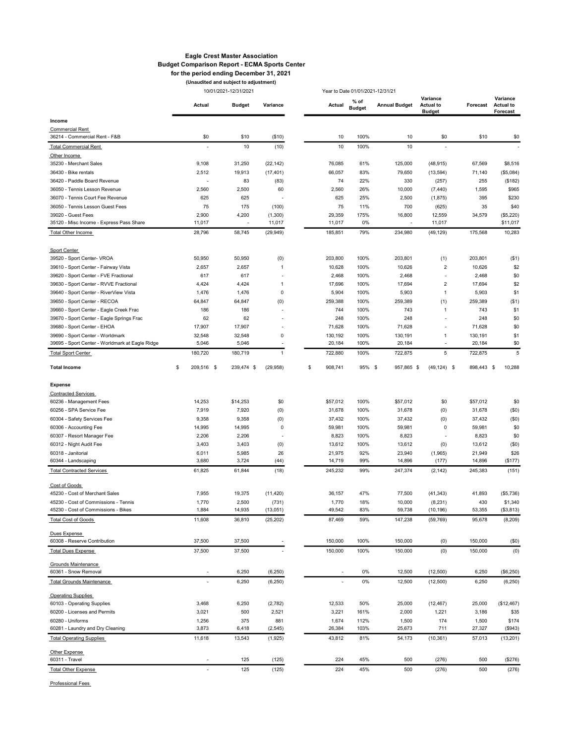**Eagle Crest Master Association**
**Budget Comparison Report - ECMA Sports Center**
**for the period ending December 31, 2021**
**(Unaudited and subject to adjustment)**

| | 10/01/2021-12/31/2021 | | | Year to Date 01/01/2021-12/31/21 | | | | | |
|---|---|---|---|---|---|---|---|---|---|
| | Actual | Budget | Variance | Actual | % of Budget | Annual Budget | Variance Actual to Budget | Forecast | Variance Actual to Forecast |
| **Income** | | | | | | | | | |
| Commercial Rent | | | | | | | | | |
| 36214 - Commercial Rent - F&B | $0 | $10 | ($10) | 10 | 100% | 10 | $0 | $10 | $0 |
| Total Commercial Rent | - | 10 | (10) | 10 | 100% | 10 | - | | - |
| Other Income | | | | | | | | | |
| 35230 - Merchant Sales | 9,108 | 31,250 | (22,142) | 76,085 | 61% | 125,000 | (48,915) | 67,569 | $8,516 |
| 36430 - Bike rentals | 2,512 | 19,913 | (17,401) | 66,057 | 83% | 79,650 | (13,594) | 71,140 | ($5,084) |
| 36420 - Paddle Board Revenue | - | 83 | (83) | 74 | 22% | 330 | (257) | 255 | ($182) |
| 36050 - Tennis Lesson Revenue | 2,560 | 2,500 | 60 | 2,560 | 26% | 10,000 | (7,440) | 1,595 | $965 |
| 36070 - Tennis Court Fee Revenue | 625 | 625 | - | 625 | 25% | 2,500 | (1,875) | 395 | $230 |
| 36050 - Tennis Lesson Guest Fees | 75 | 175 | (100) | 75 | 11% | 700 | (625) | 35 | $40 |
| 39020 - Guest Fees | 2,900 | 4,200 | (1,300) | 29,359 | 175% | 16,800 | 12,559 | 34,579 | ($5,220) |
| 35120 - Misc Income - Express Pass Share | 11,017 | - | 11,017 | 11,017 | 0% | - | 11,017 | | $11,017 |
| Total Other Income | 28,796 | 58,745 | (29,949) | 185,851 | 79% | 234,980 | (49,129) | 175,568 | 10,283 |
| Sport Center | | | | | | | | | |
| 39520 - Sport Center- VROA | 50,950 | 50,950 | (0) | 203,800 | 100% | 203,801 | (1) | 203,801 | ($1) |
| 39610 - Sport Center - Fairway Vista | 2,657 | 2,657 | 1 | 10,628 | 100% | 10,626 | 2 | 10,626 | $2 |
| 39620 - Sport Center - FVE Fractional | 617 | 617 | - | 2,468 | 100% | 2,468 | - | 2,468 | $0 |
| 39630 - Sport Center - RVVE Fractional | 4,424 | 4,424 | 1 | 17,696 | 100% | 17,694 | 2 | 17,694 | $2 |
| 39640 - Sport Center - RiverView Vista | 1,476 | 1,476 | 0 | 5,904 | 100% | 5,903 | 1 | 5,903 | $1 |
| 39650 - Sport Center - RECOA | 64,847 | 64,847 | (0) | 259,388 | 100% | 259,389 | (1) | 259,389 | ($1) |
| 39660 - Sport Center - Eagle Creek Frac | 186 | 186 | - | 744 | 100% | 743 | 1 | 743 | $1 |
| 39670 - Sport Center - Eagle Springs Frac | 62 | 62 | - | 248 | 100% | 248 | - | 248 | $0 |
| 39680 - Sport Center - EHOA | 17,907 | 17,907 | - | 71,628 | 100% | 71,628 | - | 71,628 | $0 |
| 39690 - Sport Center - Worldmark | 32,548 | 32,548 | 0 | 130,192 | 100% | 130,191 | 1 | 130,191 | $1 |
| 39695 - Sport Center - Worldmark at Eagle Ridge | 5,046 | 5,046 | - | 20,184 | 100% | 20,184 | - | 20,184 | $0 |
| Total Sport Center | 180,720 | 180,719 | 1 | 722,880 | 100% | 722,875 | 5 | 722,875 | 5 |
| **Total Income** | $ 209,516 | $ 239,474 | $ (29,958) | $ 908,741 | 95% | $ 957,865 | $ (49,124) | $ 898,443 | $ 10,288 |
| **Expense** | | | | | | | | | |
| Contracted Services | | | | | | | | | |
| 60236 - Management Fees | 14,253 | $14,253 | $0 | $57,012 | 100% | $57,012 | $0 | $57,012 | $0 |
| 60256 - SPA Service Fee | 7,919 | 7,920 | (0) | 31,678 | 100% | 31,678 | (0) | 31,678 | ($0) |
| 60304 - Safety Services Fee | 9,358 | 9,358 | (0) | 37,432 | 100% | 37,432 | (0) | 37,432 | ($0) |
| 60306 - Accounting Fee | 14,995 | 14,995 | 0 | 59,981 | 100% | 59,981 | 0 | 59,981 | $0 |
| 60307 - Resort Manager Fee | 2,206 | 2,206 | - | 8,823 | 100% | 8,823 | - | 8,823 | $0 |
| 60312 - Night Audit Fee | 3,403 | 3,403 | (0) | 13,612 | 100% | 13,612 | (0) | 13,612 | ($0) |
| 60318 - Janitorial | 6,011 | 5,985 | 26 | 21,975 | 92% | 23,940 | (1,965) | 21,949 | $26 |
| 60344 - Landscaping | 3,680 | 3,724 | (44) | 14,719 | 99% | 14,896 | (177) | 14,896 | ($177) |
| Total Contracted Services | 61,825 | 61,844 | (18) | 245,232 | 99% | 247,374 | (2,142) | 245,383 | (151) |
| Cost of Goods | | | | | | | | | |
| 45230 - Cost of Merchant Sales | 7,955 | 19,375 | (11,420) | 36,157 | 47% | 77,500 | (41,343) | 41,893 | ($5,736) |
| 45230 - Cost of Commissions - Tennis | 1,770 | 2,500 | (731) | 1,770 | 18% | 10,000 | (8,231) | 430 | $1,340 |
| 45230 - Cost of Commissions - Bikes | 1,884 | 14,935 | (13,051) | 49,542 | 83% | 59,738 | (10,196) | 53,355 | ($3,813) |
| Total Cost of Goods | 11,608 | 36,810 | (25,202) | 87,469 | 59% | 147,238 | (59,769) | 95,678 | (8,209) |
| Dues Expense | | | | | | | | | |
| 60308 - Reserve Contribution | 37,500 | 37,500 | - | 150,000 | 100% | 150,000 | (0) | 150,000 | ($0) |
| Total Dues Expense | 37,500 | 37,500 | - | 150,000 | 100% | 150,000 | (0) | 150,000 | (0) |
| Grounds Maintenance | | | | | | | | | |
| 60361 - Snow Removal | - | 6,250 | (6,250) | - | 0% | 12,500 | (12,500) | 6,250 | ($6,250) |
| Total Grounds Maintenance | - | 6,250 | (6,250) | - | 0% | 12,500 | (12,500) | 6,250 | (6,250) |
| Operating Supplies | | | | | | | | | |
| 60103 - Operating Supplies | 3,468 | 6,250 | (2,782) | 12,533 | 50% | 25,000 | (12,467) | 25,000 | ($12,467) |
| 60200 - Licenses and Permits | 3,021 | 500 | 2,521 | 3,221 | 161% | 2,000 | 1,221 | 3,186 | $35 |
| 60280 - Uniforms | 1,256 | 375 | 881 | 1,674 | 112% | 1,500 | 174 | 1,500 | $174 |
| 60281 - Laundry and Dry Cleaning | 3,873 | 6,418 | (2,545) | 26,384 | 103% | 25,673 | 711 | 27,327 | ($943) |
| Total Operating Supplies | 11,618 | 13,543 | (1,925) | 43,812 | 81% | 54,173 | (10,361) | 57,013 | (13,201) |
| Other Expense | | | | | | | | | |
| 60311 - Travel | - | 125 | (125) | 224 | 45% | 500 | (276) | 500 | ($276) |
| Total Other Expense | - | 125 | (125) | 224 | 45% | 500 | (276) | 500 | (276) |
| Professional Fees | | | | | | | | | |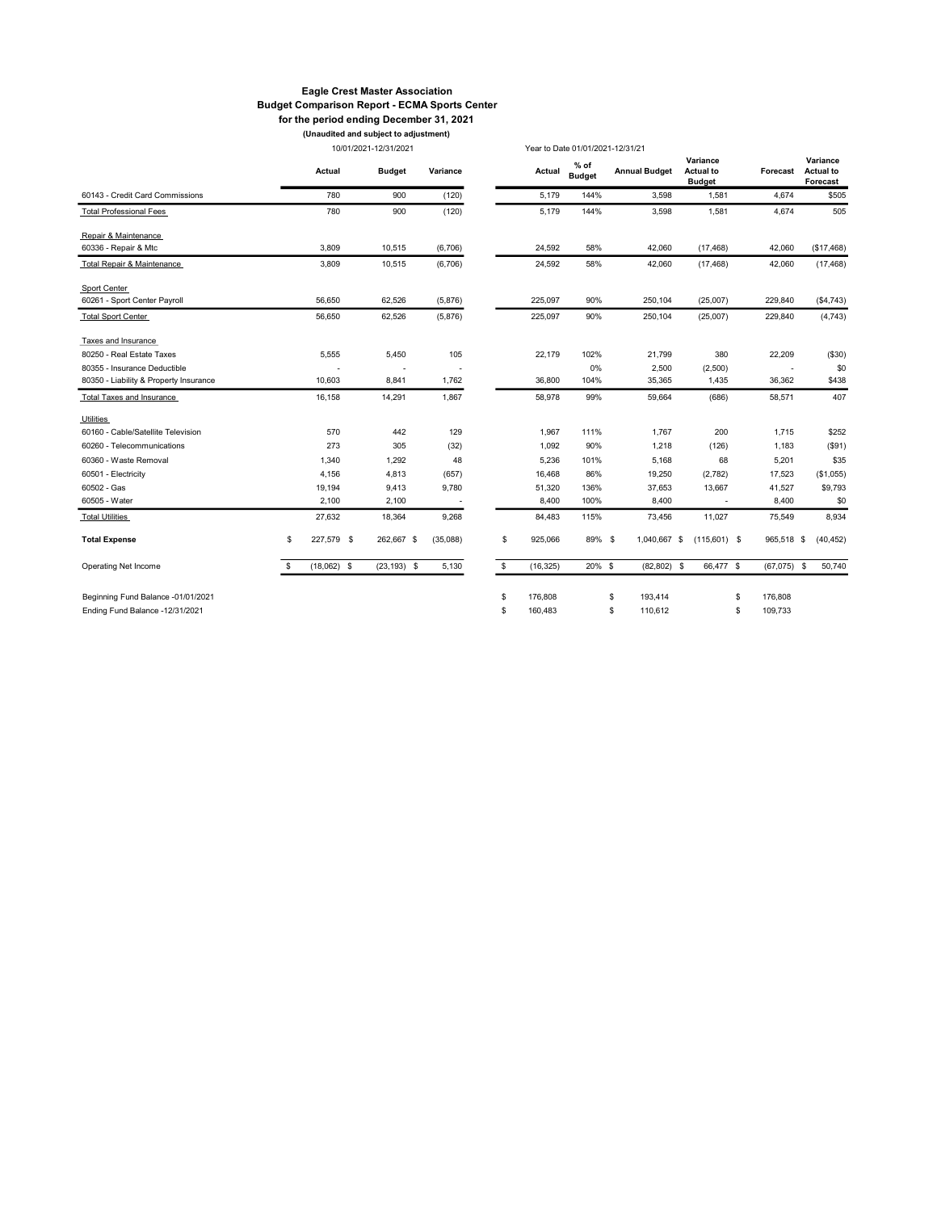**Eagle Crest Master Association**
**Budget Comparison Report - ECMA Sports Center**
**for the period ending December 31, 2021**
**(Unaudited and subject to adjustment)**

| | 10/01/2021-12/31/2021 | | | Year to Date 01/01/2021-12/31/21 | | | | | |
|---|---|---|---|---|---|---|---|---|---|
| | **Actual** | **Budget** | **Variance** | **Actual** | **% of Budget** | **Annual Budget** | **Variance Actual to Budget** | **Forecast** | **Variance Actual to Forecast** |
| 60143 - Credit Card Commissions | 780 | 900 | (120) | 5,179 | 144% | 3,598 | 1,581 | 4,674 | $505 |
| Total Professional Fees | 780 | 900 | (120) | 5,179 | 144% | 3,598 | 1,581 | 4,674 | 505 |
| Repair & Maintenance | | | | | | | | | |
| 60336 - Repair & Mtc | 3,809 | 10,515 | (6,706) | 24,592 | 58% | 42,060 | (17,468) | 42,060 | ($17,468) |
| Total Repair & Maintenance | 3,809 | 10,515 | (6,706) | 24,592 | 58% | 42,060 | (17,468) | 42,060 | (17,468) |
| Sport Center | | | | | | | | | |
| 60261 - Sport Center Payroll | 56,650 | 62,526 | (5,876) | 225,097 | 90% | 250,104 | (25,007) | 229,840 | ($4,743) |
| Total Sport Center | 56,650 | 62,526 | (5,876) | 225,097 | 90% | 250,104 | (25,007) | 229,840 | (4,743) |
| Taxes and Insurance | | | | | | | | | |
| 80250 - Real Estate Taxes | 5,555 | 5,450 | 105 | 22,179 | 102% | 21,799 | 380 | 22,209 | ($30) |
| 80355 - Insurance Deductible | - | - | - | | 0% | 2,500 | (2,500) | - | $0 |
| 80350 - Liability & Property Insurance | 10,603 | 8,841 | 1,762 | 36,800 | 104% | 35,365 | 1,435 | 36,362 | $438 |
| Total Taxes and Insurance | 16,158 | 14,291 | 1,867 | 58,978 | 99% | 59,664 | (686) | 58,571 | 407 |
| Utilities | | | | | | | | | |
| 60160 - Cable/Satellite Television | 570 | 442 | 129 | 1,967 | 111% | 1,767 | 200 | 1,715 | $252 |
| 60260 - Telecommunications | 273 | 305 | (32) | 1,092 | 90% | 1,218 | (126) | 1,183 | ($91) |
| 60360 - Waste Removal | 1,340 | 1,292 | 48 | 5,236 | 101% | 5,168 | 68 | 5,201 | $35 |
| 60501 - Electricity | 4,156 | 4,813 | (657) | 16,468 | 86% | 19,250 | (2,782) | 17,523 | ($1,055) |
| 60502 - Gas | 19,194 | 9,413 | 9,780 | 51,320 | 136% | 37,653 | 13,667 | 41,527 | $9,793 |
| 60505 - Water | 2,100 | 2,100 | - | 8,400 | 100% | 8,400 | - | 8,400 | $0 |
| Total Utilities | 27,632 | 18,364 | 9,268 | 84,483 | 115% | 73,456 | 11,027 | 75,549 | 8,934 |
| **Total Expense** | $ 227,579 | $ 262,667 | $ (35,088) | $ 925,066 | 89% | $ 1,040,667 | $ (115,601) | $ 965,518 | $ (40,452) |
| Operating Net Income | $ (18,062) | $ (23,193) | $ 5,130 | $ (16,325) | 20% | $ (82,802) | $ 66,477 | $ (67,075) | $ 50,740 |
| Beginning Fund Balance -01/01/2021 | | | | $ 176,808 | | $ 193,414 | | $ 176,808 | |
| Ending Fund Balance -12/31/2021 | | | | $ 160,483 | | $ 110,612 | | $ 109,733 | |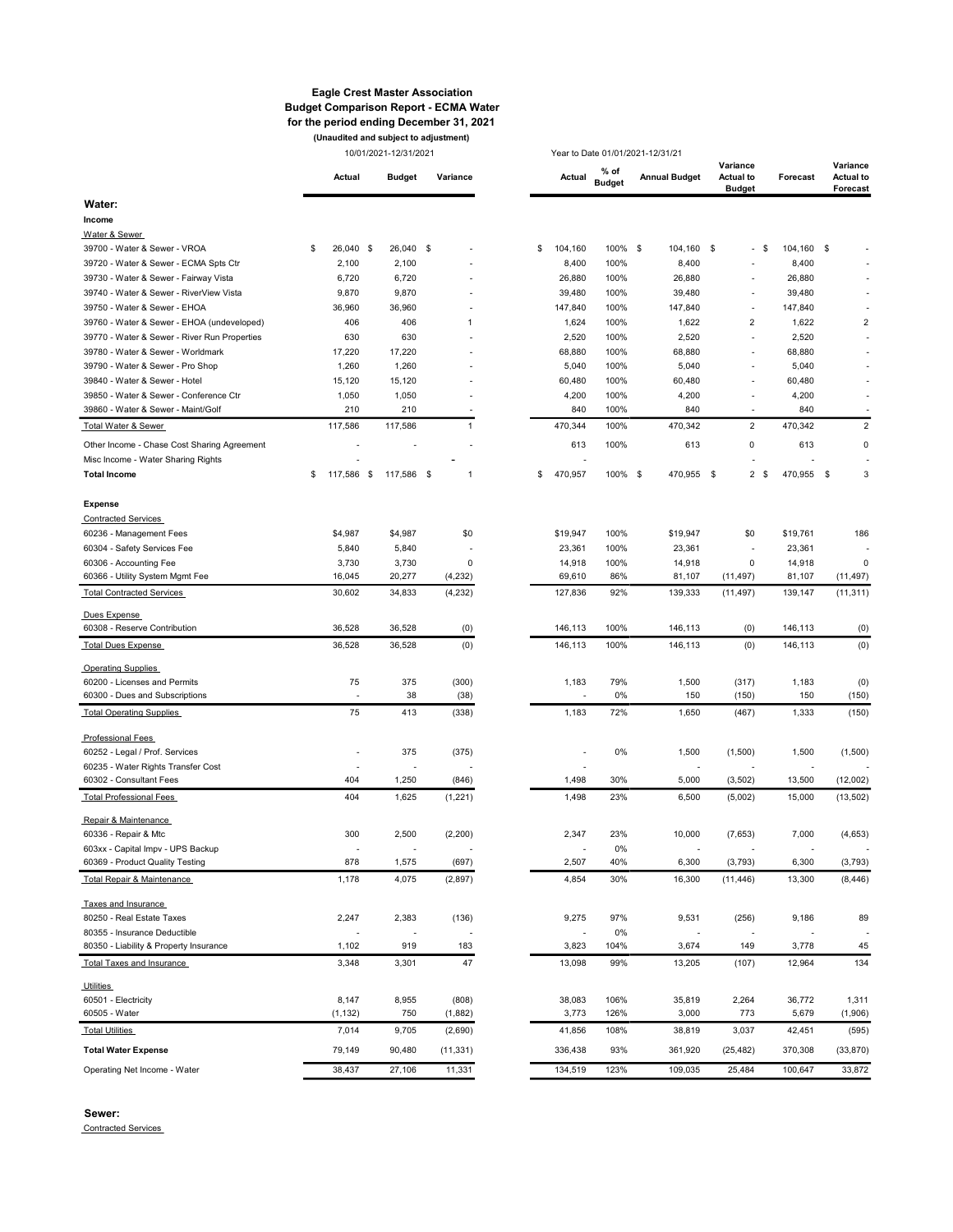# Eagle Crest Master Association
## Budget Comparison Report - ECMA Water
### for the period ending December 31, 2021
**(Unaudited and subject to adjustment)**

| | 10/01/2021-12/31/2021 | | | Year to Date 01/01/2021-12/31/21 | | | | | |
|---|---|---|---|---|---|---|---|---|---|
| | Actual | Budget | Variance | Actual | % of Budget | Annual Budget | Variance Actual to Budget | Forecast | Variance Actual to Forecast |
| **Water:** | | | | | | | | | |
| **Income** | | | | | | | | | |
| Water & Sewer | | | | | | | | | |
| 39700 - Water & Sewer - VROA | $ 26,040 | $ 26,040 | $ - | $ 104,160 | 100% | $ 104,160 | $ - | $ 104,160 | $ - |
| 39720 - Water & Sewer - ECMA Spts Ctr | 2,100 | 2,100 | - | 8,400 | 100% | 8,400 | - | 8,400 | - |
| 39730 - Water & Sewer - Fairway Vista | 6,720 | 6,720 | - | 26,880 | 100% | 26,880 | - | 26,880 | - |
| 39740 - Water & Sewer - RiverView Vista | 9,870 | 9,870 | - | 39,480 | 100% | 39,480 | - | 39,480 | - |
| 39750 - Water & Sewer - EHOA | 36,960 | 36,960 | - | 147,840 | 100% | 147,840 | - | 147,840 | - |
| 39760 - Water & Sewer - EHOA (undeveloped) | 406 | 406 | 1 | 1,624 | 100% | 1,622 | 2 | 1,622 | 2 |
| 39770 - Water & Sewer - River Run Properties | 630 | 630 | - | 2,520 | 100% | 2,520 | - | 2,520 | - |
| 39780 - Water & Sewer - Worldmark | 17,220 | 17,220 | - | 68,880 | 100% | 68,880 | - | 68,880 | - |
| 39790 - Water & Sewer - Pro Shop | 1,260 | 1,260 | - | 5,040 | 100% | 5,040 | - | 5,040 | - |
| 39840 - Water & Sewer - Hotel | 15,120 | 15,120 | - | 60,480 | 100% | 60,480 | - | 60,480 | - |
| 39850 - Water & Sewer - Conference Ctr | 1,050 | 1,050 | - | 4,200 | 100% | 4,200 | - | 4,200 | - |
| 39860 - Water & Sewer - Maint/Golf | 210 | 210 | - | 840 | 100% | 840 | - | 840 | - |
| Total Water & Sewer | 117,586 | 117,586 | 1 | 470,344 | 100% | 470,342 | 2 | 470,342 | 2 |
| Other Income - Chase Cost Sharing Agreement | - | - | - | 613 | 100% | 613 | 0 | 613 | 0 |
| Misc Income - Water Sharing Rights | - | | - | - | | | - | - | - |
| **Total Income** | $ 117,586 | $ 117,586 | $ 1 | $ 470,957 | 100% | $ 470,955 | $ 2 | $ 470,955 | $ 3 |
| **Expense** | | | | | | | | | |
| Contracted Services | | | | | | | | | |
| 60236 - Management Fees | $4,987 | $4,987 | $0 | $19,947 | 100% | $19,947 | $0 | $19,761 | 186 |
| 60304 - Safety Services Fee | 5,840 | 5,840 | - | 23,361 | 100% | 23,361 | - | 23,361 | - |
| 60306 - Accounting Fee | 3,730 | 3,730 | 0 | 14,918 | 100% | 14,918 | 0 | 14,918 | 0 |
| 60366 - Utility System Mgmt Fee | 16,045 | 20,277 | (4,232) | 69,610 | 86% | 81,107 | (11,497) | 81,107 | (11,497) |
| Total Contracted Services | 30,602 | 34,833 | (4,232) | 127,836 | 92% | 139,333 | (11,497) | 139,147 | (11,311) |
| Dues Expense | | | | | | | | | |
| 60308 - Reserve Contribution | 36,528 | 36,528 | (0) | 146,113 | 100% | 146,113 | (0) | 146,113 | (0) |
| Total Dues Expense | 36,528 | 36,528 | (0) | 146,113 | 100% | 146,113 | (0) | 146,113 | (0) |
| Operating Supplies | | | | | | | | | |
| 60200 - Licenses and Permits | 75 | 375 | (300) | 1,183 | 79% | 1,500 | (317) | 1,183 | (0) |
| 60300 - Dues and Subscriptions | - | 38 | (38) | - | 0% | 150 | (150) | 150 | (150) |
| Total Operating Supplies | 75 | 413 | (338) | 1,183 | 72% | 1,650 | (467) | 1,333 | (150) |
| Professional Fees | | | | | | | | | |
| 60252 - Legal / Prof. Services | - | 375 | (375) | - | 0% | 1,500 | (1,500) | 1,500 | (1,500) |
| 60235 - Water Rights Transfer Cost | - | - | - | - | | - | - | - | - |
| 60302 - Consultant Fees | 404 | 1,250 | (846) | 1,498 | 30% | 5,000 | (3,502) | 13,500 | (12,002) |
| Total Professional Fees | 404 | 1,625 | (1,221) | 1,498 | 23% | 6,500 | (5,002) | 15,000 | (13,502) |
| Repair & Maintenance | | | | | | | | | |
| 60336 - Repair & Mtc | 300 | 2,500 | (2,200) | 2,347 | 23% | 10,000 | (7,653) | 7,000 | (4,653) |
| 603xx - Capital Impv - UPS Backup | - | - | - | - | 0% | - | - | - | - |
| 60369 - Product Quality Testing | 878 | 1,575 | (697) | 2,507 | 40% | 6,300 | (3,793) | 6,300 | (3,793) |
| Total Repair & Maintenance | 1,178 | 4,075 | (2,897) | 4,854 | 30% | 16,300 | (11,446) | 13,300 | (8,446) |
| Taxes and Insurance | | | | | | | | | |
| 80250 - Real Estate Taxes | 2,247 | 2,383 | (136) | 9,275 | 97% | 9,531 | (256) | 9,186 | 89 |
| 80355 - Insurance Deductible | - | - | - | - | 0% | - | - | - | - |
| 80350 - Liability & Property Insurance | 1,102 | 919 | 183 | 3,823 | 104% | 3,674 | 149 | 3,778 | 45 |
| Total Taxes and Insurance | 3,348 | 3,301 | 47 | 13,098 | 99% | 13,205 | (107) | 12,964 | 134 |
| Utilities | | | | | | | | | |
| 60501 - Electricity | 8,147 | 8,955 | (808) | 38,083 | 106% | 35,819 | 2,264 | 36,772 | 1,311 |
| 60505 - Water | (1,132) | 750 | (1,882) | 3,773 | 126% | 3,000 | 773 | 5,679 | (1,906) |
| Total Utilities | 7,014 | 9,705 | (2,690) | 41,856 | 108% | 38,819 | 3,037 | 42,451 | (595) |
| **Total Water Expense** | 79,149 | 90,480 | (11,331) | 336,438 | 93% | 361,920 | (25,482) | 370,308 | (33,870) |
| Operating Net Income - Water | 38,437 | 27,106 | 11,331 | 134,519 | 123% | 109,035 | 25,484 | 100,647 | 33,872 |

**Sewer:**

Contracted Services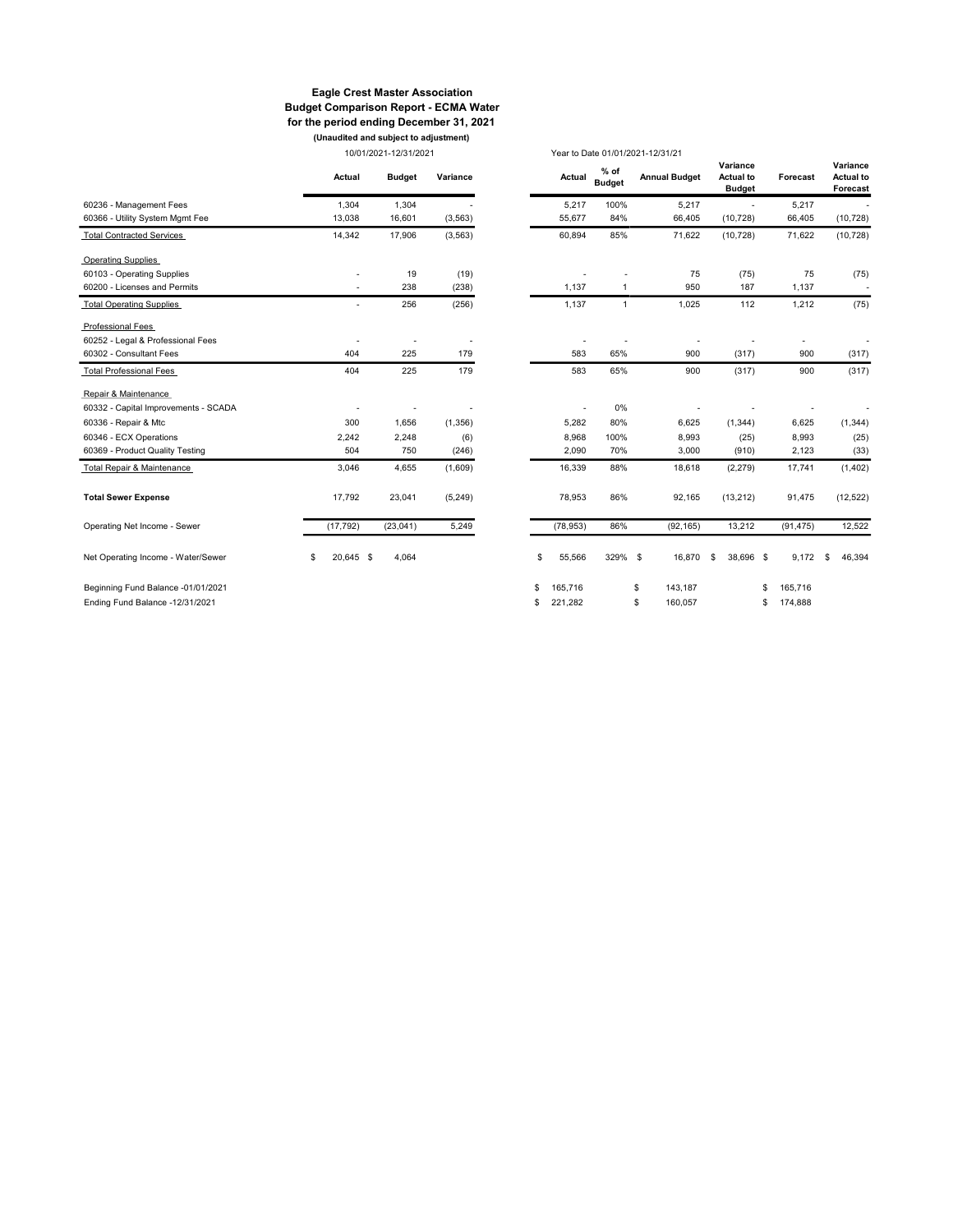**Eagle Crest Master Association**
**Budget Comparison Report - ECMA Water**
**for the period ending December 31, 2021**
**(Unaudited and subject to adjustment)**

| | 10/01/2021-12/31/2021 | | | Year to Date 01/01/2021-12/31/21 | | | | | |
|---|---|---|---|---|---|---|---|---|---|
| | **Actual** | **Budget** | **Variance** | **Actual** | **% of Budget** | **Annual Budget** | **Variance Actual to Budget** | **Forecast** | **Variance Actual to Forecast** |
| 60236 - Management Fees | 1,304 | 1,304 | - | 5,217 | 100% | 5,217 | - | 5,217 | - |
| 60366 - Utility System Mgmt Fee | 13,038 | 16,601 | (3,563) | 55,677 | 84% | 66,405 | (10,728) | 66,405 | (10,728) |
| Total Contracted Services | 14,342 | 17,906 | (3,563) | 60,894 | 85% | 71,622 | (10,728) | 71,622 | (10,728) |
| Operating Supplies | | | | | | | | | |
| 60103 - Operating Supplies | - | 19 | (19) | - | - | 75 | (75) | 75 | (75) |
| 60200 - Licenses and Permits | - | 238 | (238) | 1,137 | 1 | 950 | 187 | 1,137 | - |
| Total Operating Supplies | - | 256 | (256) | 1,137 | 1 | 1,025 | 112 | 1,212 | (75) |
| Professional Fees | | | | | | | | | |
| 60252 - Legal & Professional Fees | - | - | - | - | - | - | - | - | - |
| 60302 - Consultant Fees | 404 | 225 | 179 | 583 | 65% | 900 | (317) | 900 | (317) |
| Total Professional Fees | 404 | 225 | 179 | 583 | 65% | 900 | (317) | 900 | (317) |
| Repair & Maintenance | | | | | | | | | |
| 60332 - Capital Improvements - SCADA | - | - | - | - | 0% | - | - | - | - |
| 60336 - Repair & Mtc | 300 | 1,656 | (1,356) | 5,282 | 80% | 6,625 | (1,344) | 6,625 | (1,344) |
| 60346 - ECX Operations | 2,242 | 2,248 | (6) | 8,968 | 100% | 8,993 | (25) | 8,993 | (25) |
| 60369 - Product Quality Testing | 504 | 750 | (246) | 2,090 | 70% | 3,000 | (910) | 2,123 | (33) |
| Total Repair & Maintenance | 3,046 | 4,655 | (1,609) | 16,339 | 88% | 18,618 | (2,279) | 17,741 | (1,402) |
| **Total Sewer Expense** | 17,792 | 23,041 | (5,249) | 78,953 | 86% | 92,165 | (13,212) | 91,475 | (12,522) |
| Operating Net Income - Sewer | (17,792) | (23,041) | 5,249 | (78,953) | 86% | (92,165) | 13,212 | (91,475) | 12,522 |
| Net Operating Income - Water/Sewer | $ 20,645 | $ 4,064 | | $ 55,566 | 329% | $ 16,870 | $ 38,696 | $ 9,172 | $ 46,394 |
| Beginning Fund Balance -01/01/2021 | | | | $ 165,716 | | $ 143,187 | | $ 165,716 | |
| Ending Fund Balance -12/31/2021 | | | | $ 221,282 | | $ 160,057 | | $ 174,888 | |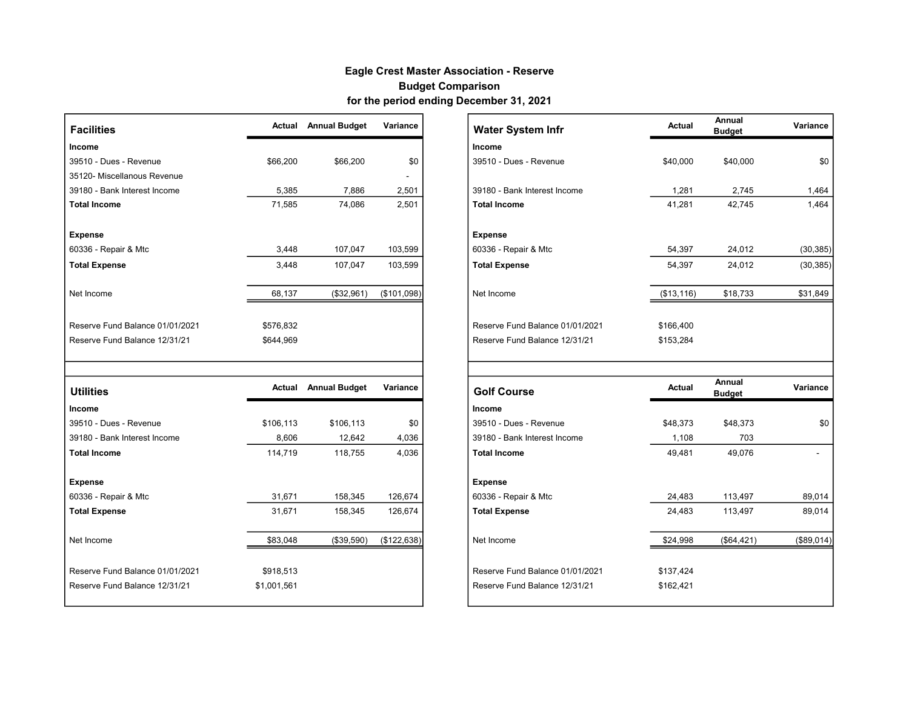# Eagle Crest Master Association - Reserve
## Budget Comparison
### for the period ending December 31, 2021

| Facilities | Actual | Annual Budget | Variance |
|---|---|---|---|
| **Income** | | | |
| 39510 - Dues - Revenue | $66,200 | $66,200 | $0 |
| 35120- Miscellanous Revenue | | | - |
| 39180 - Bank Interest Income | 5,385 | 7,886 | 2,501 |
| **Total Income** | 71,585 | 74,086 | 2,501 |
| **Expense** | | | |
| 60336 - Repair & Mtc | 3,448 | 107,047 | 103,599 |
| **Total Expense** | 3,448 | 107,047 | 103,599 |
| Net Income | 68,137 | ($32,961) | ($101,098) |
| Reserve Fund Balance 01/01/2021 | $576,832 | | |
| Reserve Fund Balance 12/31/21 | $644,969 | | |

| Water System Infr | Actual | Annual Budget | Variance |
|---|---|---|---|
| **Income** | | | |
| 39510 - Dues - Revenue | $40,000 | $40,000 | $0 |
| 39180 - Bank Interest Income | 1,281 | 2,745 | 1,464 |
| **Total Income** | 41,281 | 42,745 | 1,464 |
| **Expense** | | | |
| 60336 - Repair & Mtc | 54,397 | 24,012 | (30,385) |
| **Total Expense** | 54,397 | 24,012 | (30,385) |
| Net Income | ($13,116) | $18,733 | $31,849 |
| Reserve Fund Balance 01/01/2021 | $166,400 | | |
| Reserve Fund Balance 12/31/21 | $153,284 | | |

| Utilities | Actual | Annual Budget | Variance |
|---|---|---|---|
| **Income** | | | |
| 39510 - Dues - Revenue | $106,113 | $106,113 | $0 |
| 39180 - Bank Interest Income | 8,606 | 12,642 | 4,036 |
| **Total Income** | 114,719 | 118,755 | 4,036 |
| **Expense** | | | |
| 60336 - Repair & Mtc | 31,671 | 158,345 | 126,674 |
| **Total Expense** | 31,671 | 158,345 | 126,674 |
| Net Income | $83,048 | ($39,590) | ($122,638) |
| Reserve Fund Balance 01/01/2021 | $918,513 | | |
| Reserve Fund Balance 12/31/21 | $1,001,561 | | |

| Golf Course | Actual | Annual Budget | Variance |
|---|---|---|---|
| **Income** | | | |
| 39510 - Dues - Revenue | $48,373 | $48,373 | $0 |
| 39180 - Bank Interest Income | 1,108 | 703 | |
| **Total Income** | 49,481 | 49,076 | - |
| **Expense** | | | |
| 60336 - Repair & Mtc | 24,483 | 113,497 | 89,014 |
| **Total Expense** | 24,483 | 113,497 | 89,014 |
| Net Income | $24,998 | ($64,421) | ($89,014) |
| Reserve Fund Balance 01/01/2021 | $137,424 | | |
| Reserve Fund Balance 12/31/21 | $162,421 | | |